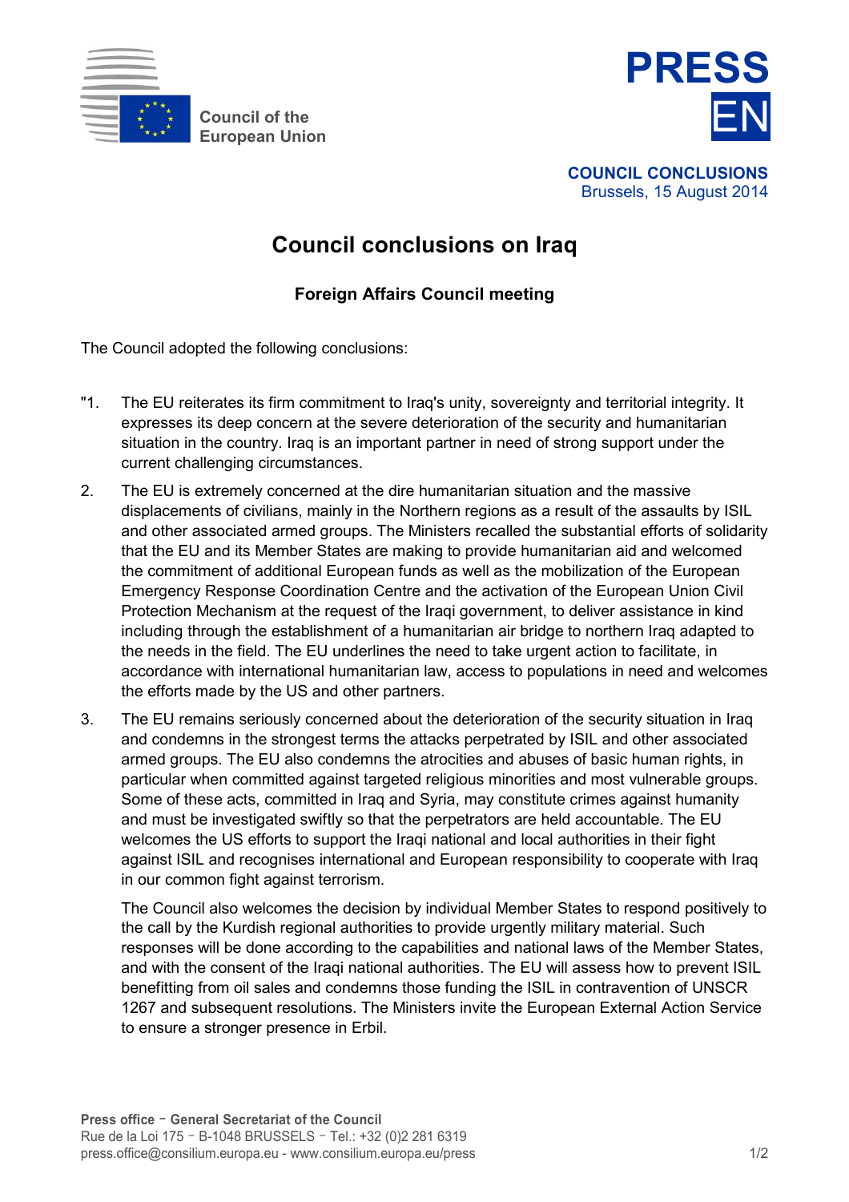Council of the European Union

**PRESS**
**EN**

**COUNCIL CONCLUSIONS**
Brussels, 15 August 2014

# Council conclusions on Iraq

## Foreign Affairs Council meeting

The Council adopted the following conclusions:

"1. The EU reiterates its firm commitment to Iraq's unity, sovereignty and territorial integrity. It expresses its deep concern at the severe deterioration of the security and humanitarian situation in the country. Iraq is an important partner in need of strong support under the current challenging circumstances.

2. The EU is extremely concerned at the dire humanitarian situation and the massive displacements of civilians, mainly in the Northern regions as a result of the assaults by ISIL and other associated armed groups. The Ministers recalled the substantial efforts of solidarity that the EU and its Member States are making to provide humanitarian aid and welcomed the commitment of additional European funds as well as the mobilization of the European Emergency Response Coordination Centre and the activation of the European Union Civil Protection Mechanism at the request of the Iraqi government, to deliver assistance in kind including through the establishment of a humanitarian air bridge to northern Iraq adapted to the needs in the field. The EU underlines the need to take urgent action to facilitate, in accordance with international humanitarian law, access to populations in need and welcomes the efforts made by the US and other partners.

3. The EU remains seriously concerned about the deterioration of the security situation in Iraq and condemns in the strongest terms the attacks perpetrated by ISIL and other associated armed groups. The EU also condemns the atrocities and abuses of basic human rights, in particular when committed against targeted religious minorities and most vulnerable groups. Some of these acts, committed in Iraq and Syria, may constitute crimes against humanity and must be investigated swiftly so that the perpetrators are held accountable. The EU welcomes the US efforts to support the Iraqi national and local authorities in their fight against ISIL and recognises international and European responsibility to cooperate with Iraq in our common fight against terrorism.

   The Council also welcomes the decision by individual Member States to respond positively to the call by the Kurdish regional authorities to provide urgently military material. Such responses will be done according to the capabilities and national laws of the Member States, and with the consent of the Iraqi national authorities. The EU will assess how to prevent ISIL benefitting from oil sales and condemns those funding the ISIL in contravention of UNSCR 1267 and subsequent resolutions. The Ministers invite the European External Action Service to ensure a stronger presence in Erbil.

**Press office - General Secretariat of the Council**
Rue de la Loi 175 - B-1048 BRUSSELS - Tel.: +32 (0)2 281 6319
press.office@consilium.europa.eu - www.consilium.europa.eu/press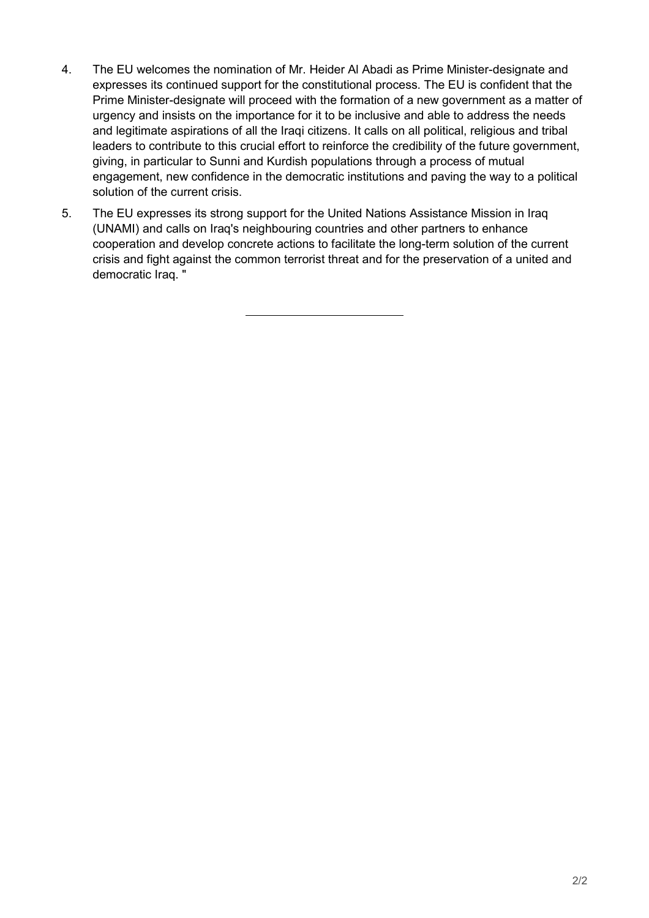4. The EU welcomes the nomination of Mr. Heider Al Abadi as Prime Minister-designate and expresses its continued support for the constitutional process. The EU is confident that the Prime Minister-designate will proceed with the formation of a new government as a matter of urgency and insists on the importance for it to be inclusive and able to address the needs and legitimate aspirations of all the Iraqi citizens. It calls on all political, religious and tribal leaders to contribute to this crucial effort to reinforce the credibility of the future government, giving, in particular to Sunni and Kurdish populations through a process of mutual engagement, new confidence in the democratic institutions and paving the way to a political solution of the current crisis.

5. The EU expresses its strong support for the United Nations Assistance Mission in Iraq (UNAMI) and calls on Iraq's neighbouring countries and other partners to enhance cooperation and develop concrete actions to facilitate the long-term solution of the current crisis and fight against the common terrorist threat and for the preservation of a united and democratic Iraq. "

---